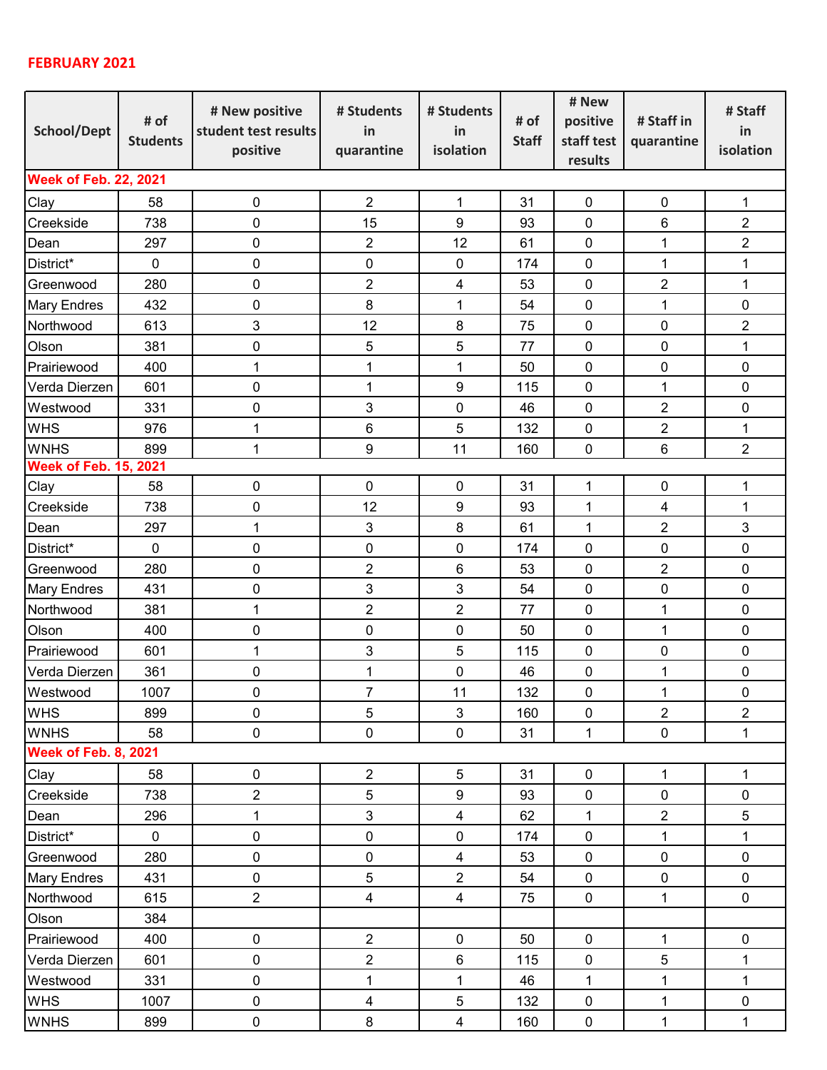**FEBRUARY 2021**

| School/Dept | # of Students | # New positive student test results positive | # Students in quarantine | # Students in isolation | # of Staff | # New positive staff test results | # Staff in quarantine | # Staff in isolation |
|---|---|---|---|---|---|---|---|---|
| **Week of Feb. 22, 2021** | | | | | | | | |
| Clay | 58 | 0 | 2 | 1 | 31 | 0 | 0 | 1 |
| Creekside | 738 | 0 | 15 | 9 | 93 | 0 | 6 | 2 |
| Dean | 297 | 0 | 2 | 12 | 61 | 0 | 1 | 2 |
| District* | 0 | 0 | 0 | 0 | 174 | 0 | 1 | 1 |
| Greenwood | 280 | 0 | 2 | 4 | 53 | 0 | 2 | 1 |
| Mary Endres | 432 | 0 | 8 | 1 | 54 | 0 | 1 | 0 |
| Northwood | 613 | 3 | 12 | 8 | 75 | 0 | 0 | 2 |
| Olson | 381 | 0 | 5 | 5 | 77 | 0 | 0 | 1 |
| Prairiewood | 400 | 1 | 1 | 1 | 50 | 0 | 0 | 0 |
| Verda Dierzen | 601 | 0 | 1 | 9 | 115 | 0 | 1 | 0 |
| Westwood | 331 | 0 | 3 | 0 | 46 | 0 | 2 | 0 |
| WHS | 976 | 1 | 6 | 5 | 132 | 0 | 2 | 1 |
| WNHS | 899 | 1 | 9 | 11 | 160 | 0 | 6 | 2 |
| **Week of Feb. 15, 2021** | | | | | | | | |
| Clay | 58 | 0 | 0 | 0 | 31 | 1 | 0 | 1 |
| Creekside | 738 | 0 | 12 | 9 | 93 | 1 | 4 | 1 |
| Dean | 297 | 1 | 3 | 8 | 61 | 1 | 2 | 3 |
| District* | 0 | 0 | 0 | 0 | 174 | 0 | 0 | 0 |
| Greenwood | 280 | 0 | 2 | 6 | 53 | 0 | 2 | 0 |
| Mary Endres | 431 | 0 | 3 | 3 | 54 | 0 | 0 | 0 |
| Northwood | 381 | 1 | 2 | 2 | 77 | 0 | 1 | 0 |
| Olson | 400 | 0 | 0 | 0 | 50 | 0 | 1 | 0 |
| Prairiewood | 601 | 1 | 3 | 5 | 115 | 0 | 0 | 0 |
| Verda Dierzen | 361 | 0 | 1 | 0 | 46 | 0 | 1 | 0 |
| Westwood | 1007 | 0 | 7 | 11 | 132 | 0 | 1 | 0 |
| WHS | 899 | 0 | 5 | 3 | 160 | 0 | 2 | 2 |
| WNHS | 58 | 0 | 0 | 0 | 31 | 1 | 0 | 1 |
| **Week of Feb. 8, 2021** | | | | | | | | |
| Clay | 58 | 0 | 2 | 5 | 31 | 0 | 1 | 1 |
| Creekside | 738 | 2 | 5 | 9 | 93 | 0 | 0 | 0 |
| Dean | 296 | 1 | 3 | 4 | 62 | 1 | 2 | 5 |
| District* | 0 | 0 | 0 | 0 | 174 | 0 | 1 | 1 |
| Greenwood | 280 | 0 | 0 | 4 | 53 | 0 | 0 | 0 |
| Mary Endres | 431 | 0 | 5 | 2 | 54 | 0 | 0 | 0 |
| Northwood | 615 | 2 | 4 | 4 | 75 | 0 | 1 | 0 |
| Olson | 384 | | | | | | | |
| Prairiewood | 400 | 0 | 2 | 0 | 50 | 0 | 1 | 0 |
| Verda Dierzen | 601 | 0 | 2 | 6 | 115 | 0 | 5 | 1 |
| Westwood | 331 | 0 | 1 | 1 | 46 | 1 | 1 | 1 |
| WHS | 1007 | 0 | 4 | 5 | 132 | 0 | 1 | 0 |
| WNHS | 899 | 0 | 8 | 4 | 160 | 0 | 1 | 1 |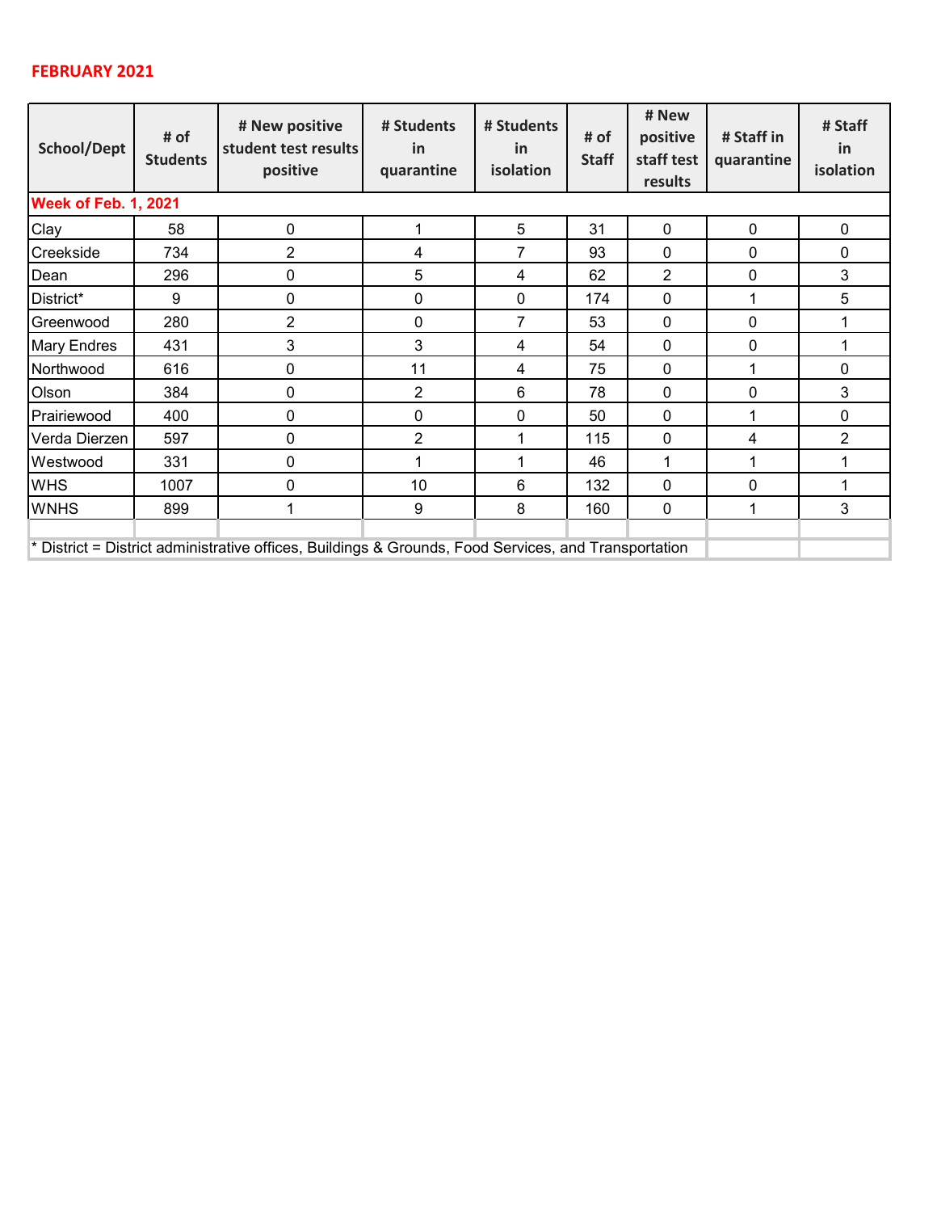## FEBRUARY 2021

| School/Dept | # of Students | # New positive student test results positive | # Students in quarantine | # Students in isolation | # of Staff | # New positive staff test results | # Staff in quarantine | # Staff in isolation |
|---|---|---|---|---|---|---|---|---|
| **Week of Feb. 1, 2021** | | | | | | | | |
| Clay | 58 | 0 | 1 | 5 | 31 | 0 | 0 | 0 |
| Creekside | 734 | 2 | 4 | 7 | 93 | 0 | 0 | 0 |
| Dean | 296 | 0 | 5 | 4 | 62 | 2 | 0 | 3 |
| District* | 9 | 0 | 0 | 0 | 174 | 0 | 1 | 5 |
| Greenwood | 280 | 2 | 0 | 7 | 53 | 0 | 0 | 1 |
| Mary Endres | 431 | 3 | 3 | 4 | 54 | 0 | 0 | 1 |
| Northwood | 616 | 0 | 11 | 4 | 75 | 0 | 1 | 0 |
| Olson | 384 | 0 | 2 | 6 | 78 | 0 | 0 | 3 |
| Prairiewood | 400 | 0 | 0 | 0 | 50 | 0 | 1 | 0 |
| Verda Dierzen | 597 | 0 | 2 | 1 | 115 | 0 | 4 | 2 |
| Westwood | 331 | 0 | 1 | 1 | 46 | 1 | 1 | 1 |
| WHS | 1007 | 0 | 10 | 6 | 132 | 0 | 0 | 1 |
| WNHS | 899 | 1 | 9 | 8 | 160 | 0 | 1 | 3 |

* District = District administrative offices, Buildings & Grounds, Food Services, and Transportation